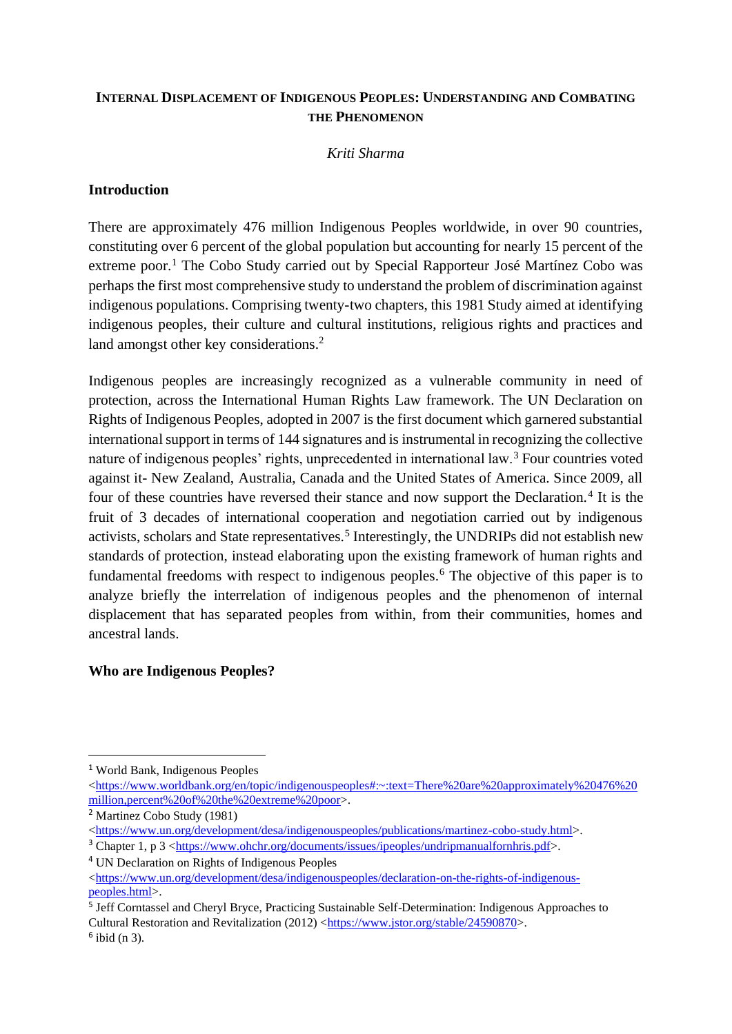# Internal Displacement of Indigenous Peoples: Understanding and Combating the Phenomenon

*Kriti Sharma*

## Introduction

There are approximately 476 million Indigenous Peoples worldwide, in over 90 countries, constituting over 6 percent of the global population but accounting for nearly 15 percent of the extreme poor.[1] The Cobo Study carried out by Special Rapporteur José Martínez Cobo was perhaps the first most comprehensive study to understand the problem of discrimination against indigenous populations. Comprising twenty-two chapters, this 1981 Study aimed at identifying indigenous peoples, their culture and cultural institutions, religious rights and practices and land amongst other key considerations.[2]

Indigenous peoples are increasingly recognized as a vulnerable community in need of protection, across the International Human Rights Law framework. The UN Declaration on Rights of Indigenous Peoples, adopted in 2007 is the first document which garnered substantial international support in terms of 144 signatures and is instrumental in recognizing the collective nature of indigenous peoples' rights, unprecedented in international law.[3] Four countries voted against it- New Zealand, Australia, Canada and the United States of America. Since 2009, all four of these countries have reversed their stance and now support the Declaration.[4] It is the fruit of 3 decades of international cooperation and negotiation carried out by indigenous activists, scholars and State representatives.[5] Interestingly, the UNDRIPs did not establish new standards of protection, instead elaborating upon the existing framework of human rights and fundamental freedoms with respect to indigenous peoples.[6] The objective of this paper is to analyze briefly the interrelation of indigenous peoples and the phenomenon of internal displacement that has separated peoples from within, from their communities, homes and ancestral lands.

## Who are Indigenous Peoples?

---

[1] World Bank, Indigenous Peoples <https://www.worldbank.org/en/topic/indigenouspeoples#:~:text=There%20are%20approximately%20476%20million,percent%20of%20the%20extreme%20poor>.

[2] Martinez Cobo Study (1981) <https://www.un.org/development/desa/indigenouspeoples/publications/martinez-cobo-study.html>.

[3] Chapter 1, p 3 <https://www.ohchr.org/documents/issues/ipeoples/undripmanualfornhris.pdf>.

[4] UN Declaration on Rights of Indigenous Peoples <https://www.un.org/development/desa/indigenouspeoples/declaration-on-the-rights-of-indigenous-peoples.html>.

[5] Jeff Corntassel and Cheryl Bryce, Practicing Sustainable Self-Determination: Indigenous Approaches to Cultural Restoration and Revitalization (2012) <https://www.jstor.org/stable/24590870>.

[6] ibid (n 3).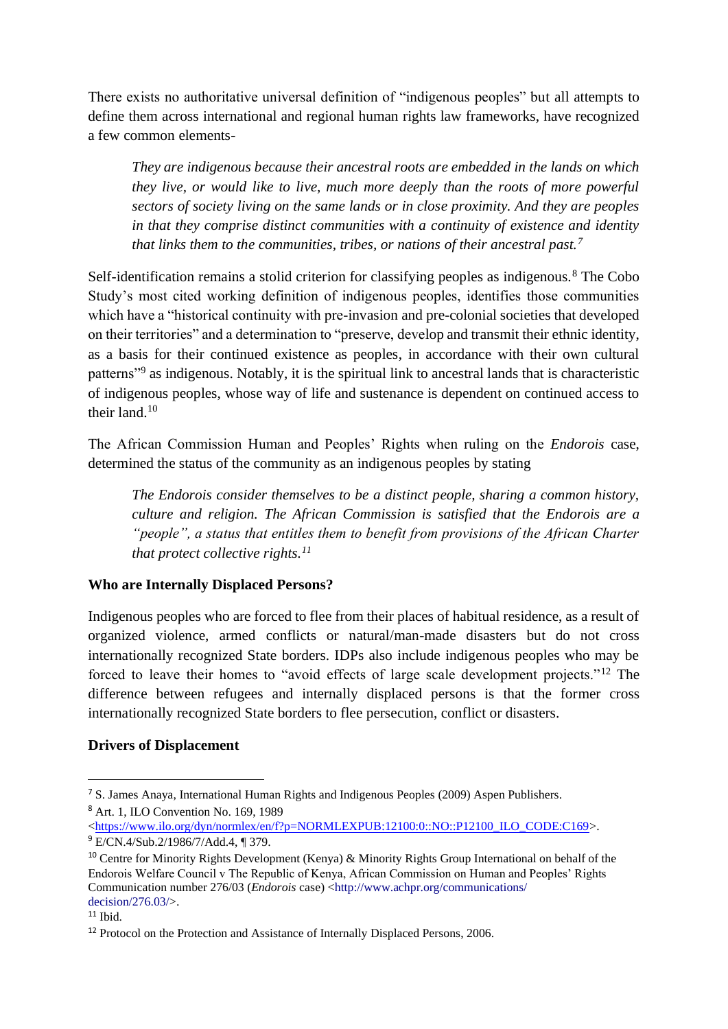There exists no authoritative universal definition of "indigenous peoples" but all attempts to define them across international and regional human rights law frameworks, have recognized a few common elements-

> *They are indigenous because their ancestral roots are embedded in the lands on which they live, or would like to live, much more deeply than the roots of more powerful sectors of society living on the same lands or in close proximity. And they are peoples in that they comprise distinct communities with a continuity of existence and identity that links them to the communities, tribes, or nations of their ancestral past.*[7]

Self-identification remains a stolid criterion for classifying peoples as indigenous.[8] The Cobo Study's most cited working definition of indigenous peoples, identifies those communities which have a "historical continuity with pre-invasion and pre-colonial societies that developed on their territories" and a determination to "preserve, develop and transmit their ethnic identity, as a basis for their continued existence as peoples, in accordance with their own cultural patterns"[9] as indigenous. Notably, it is the spiritual link to ancestral lands that is characteristic of indigenous peoples, whose way of life and sustenance is dependent on continued access to their land.[10]

The African Commission Human and Peoples' Rights when ruling on the *Endorois* case, determined the status of the community as an indigenous peoples by stating

> *The Endorois consider themselves to be a distinct people, sharing a common history, culture and religion. The African Commission is satisfied that the Endorois are a "people", a status that entitles them to benefit from provisions of the African Charter that protect collective rights.*[11]

**Who are Internally Displaced Persons?**

Indigenous peoples who are forced to flee from their places of habitual residence, as a result of organized violence, armed conflicts or natural/man-made disasters but do not cross internationally recognized State borders. IDPs also include indigenous peoples who may be forced to leave their homes to "avoid effects of large scale development projects."[12] The difference between refugees and internally displaced persons is that the former cross internationally recognized State borders to flee persecution, conflict or disasters.

**Drivers of Displacement**

---

[7] S. James Anaya, International Human Rights and Indigenous Peoples (2009) Aspen Publishers.

[8] Art. 1, ILO Convention No. 169, 1989 <https://www.ilo.org/dyn/normlex/en/f?p=NORMLEXPUB:12100:0::NO::P12100_ILO_CODE:C169>.

[9] E/CN.4/Sub.2/1986/7/Add.4, ¶ 379.

[10] Centre for Minority Rights Development (Kenya) & Minority Rights Group International on behalf of the Endorois Welfare Council v The Republic of Kenya, African Commission on Human and Peoples' Rights Communication number 276/03 (*Endorois* case) <http://www.achpr.org/communications/decision/276.03/>.

[11] Ibid.

[12] Protocol on the Protection and Assistance of Internally Displaced Persons, 2006.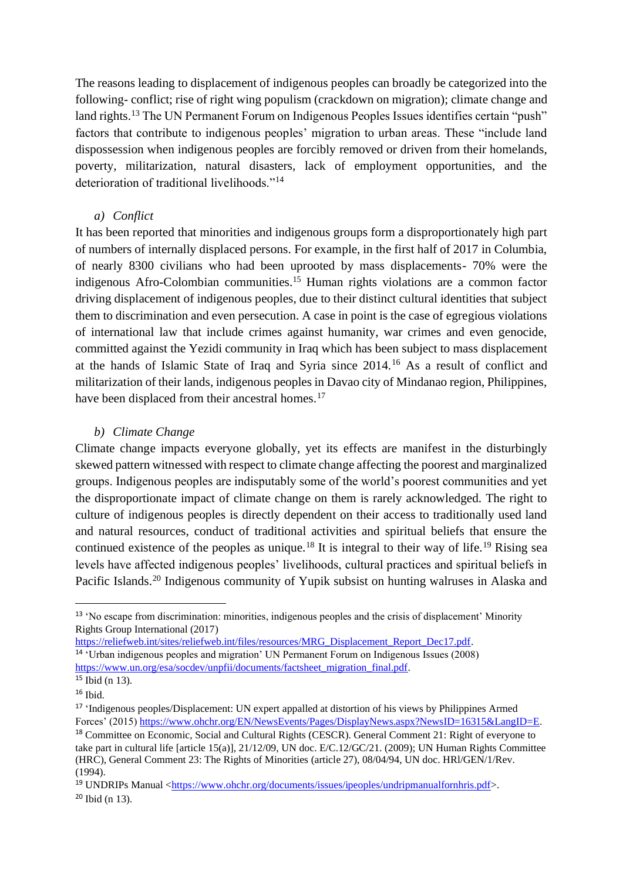The reasons leading to displacement of indigenous peoples can broadly be categorized into the following- conflict; rise of right wing populism (crackdown on migration); climate change and land rights.[13] The UN Permanent Forum on Indigenous Peoples Issues identifies certain "push" factors that contribute to indigenous peoples' migration to urban areas. These "include land dispossession when indigenous peoples are forcibly removed or driven from their homelands, poverty, militarization, natural disasters, lack of employment opportunities, and the deterioration of traditional livelihoods."[14]

*a) Conflict*

It has been reported that minorities and indigenous groups form a disproportionately high part of numbers of internally displaced persons. For example, in the first half of 2017 in Columbia, of nearly 8300 civilians who had been uprooted by mass displacements- 70% were the indigenous Afro-Colombian communities.[15] Human rights violations are a common factor driving displacement of indigenous peoples, due to their distinct cultural identities that subject them to discrimination and even persecution. A case in point is the case of egregious violations of international law that include crimes against humanity, war crimes and even genocide, committed against the Yezidi community in Iraq which has been subject to mass displacement at the hands of Islamic State of Iraq and Syria since 2014.[16] As a result of conflict and militarization of their lands, indigenous peoples in Davao city of Mindanao region, Philippines, have been displaced from their ancestral homes.[17]

*b) Climate Change*

Climate change impacts everyone globally, yet its effects are manifest in the disturbingly skewed pattern witnessed with respect to climate change affecting the poorest and marginalized groups. Indigenous peoples are indisputably some of the world's poorest communities and yet the disproportionate impact of climate change on them is rarely acknowledged. The right to culture of indigenous peoples is directly dependent on their access to traditionally used land and natural resources, conduct of traditional activities and spiritual beliefs that ensure the continued existence of the peoples as unique.[18] It is integral to their way of life.[19] Rising sea levels have affected indigenous peoples' livelihoods, cultural practices and spiritual beliefs in Pacific Islands.[20] Indigenous community of Yupik subsist on hunting walruses in Alaska and

---

[13] 'No escape from discrimination: minorities, indigenous peoples and the crisis of displacement' Minority Rights Group International (2017) https://reliefweb.int/sites/reliefweb.int/files/resources/MRG_Displacement_Report_Dec17.pdf.

[14] 'Urban indigenous peoples and migration' UN Permanent Forum on Indigenous Issues (2008) https://www.un.org/esa/socdev/unpfii/documents/factsheet_migration_final.pdf.

[15] Ibid (n 13).

[16] Ibid.

[17] 'Indigenous peoples/Displacement: UN expert appalled at distortion of his views by Philippines Armed Forces' (2015) https://www.ohchr.org/EN/NewsEvents/Pages/DisplayNews.aspx?NewsID=16315&LangID=E.

[18] Committee on Economic, Social and Cultural Rights (CESCR). General Comment 21: Right of everyone to take part in cultural life [article 15(a)], 21/12/09, UN doc. E/C.12/GC/21. (2009); UN Human Rights Committee (HRC), General Comment 23: The Rights of Minorities (article 27), 08/04/94, UN doc. HRl/GEN/1/Rev. (1994).

[19] UNDRIPs Manual <https://www.ohchr.org/documents/issues/ipeoples/undripmanualfornhris.pdf>.

[20] Ibid (n 13).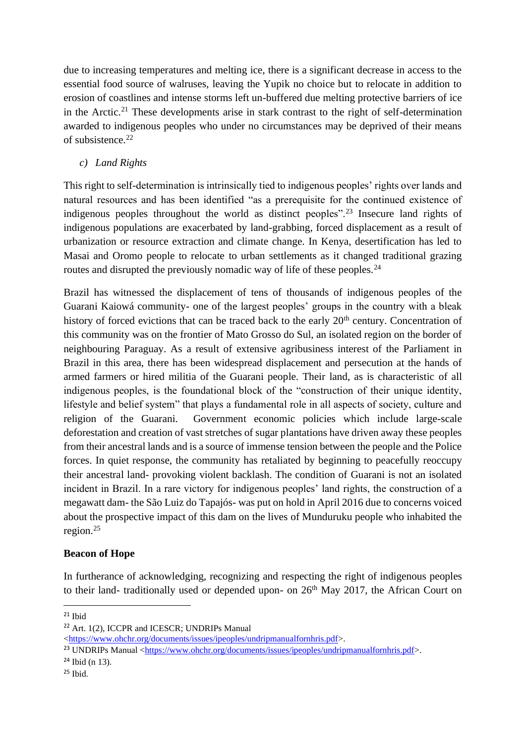due to increasing temperatures and melting ice, there is a significant decrease in access to the essential food source of walruses, leaving the Yupik no choice but to relocate in addition to erosion of coastlines and intense storms left un-buffered due melting protective barriers of ice in the Arctic.[21] These developments arise in stark contrast to the right of self-determination awarded to indigenous peoples who under no circumstances may be deprived of their means of subsistence.[22]

*c) Land Rights*

This right to self-determination is intrinsically tied to indigenous peoples' rights over lands and natural resources and has been identified "as a prerequisite for the continued existence of indigenous peoples throughout the world as distinct peoples".[23] Insecure land rights of indigenous populations are exacerbated by land-grabbing, forced displacement as a result of urbanization or resource extraction and climate change. In Kenya, desertification has led to Masai and Oromo people to relocate to urban settlements as it changed traditional grazing routes and disrupted the previously nomadic way of life of these peoples.[24]

Brazil has witnessed the displacement of tens of thousands of indigenous peoples of the Guarani Kaiowá community- one of the largest peoples' groups in the country with a bleak history of forced evictions that can be traced back to the early 20th century. Concentration of this community was on the frontier of Mato Grosso do Sul, an isolated region on the border of neighbouring Paraguay. As a result of extensive agribusiness interest of the Parliament in Brazil in this area, there has been widespread displacement and persecution at the hands of armed farmers or hired militia of the Guarani people. Their land, as is characteristic of all indigenous peoples, is the foundational block of the "construction of their unique identity, lifestyle and belief system" that plays a fundamental role in all aspects of society, culture and religion of the Guarani. Government economic policies which include large-scale deforestation and creation of vast stretches of sugar plantations have driven away these peoples from their ancestral lands and is a source of immense tension between the people and the Police forces. In quiet response, the community has retaliated by beginning to peacefully reoccupy their ancestral land- provoking violent backlash. The condition of Guarani is not an isolated incident in Brazil. In a rare victory for indigenous peoples' land rights, the construction of a megawatt dam- the São Luiz do Tapajós- was put on hold in April 2016 due to concerns voiced about the prospective impact of this dam on the lives of Munduruku people who inhabited the region.[25]

**Beacon of Hope**

In furtherance of acknowledging, recognizing and respecting the right of indigenous peoples to their land- traditionally used or depended upon- on 26th May 2017, the African Court on

---

[21] Ibid

[22] Art. 1(2), ICCPR and ICESCR; UNDRIPs Manual <https://www.ohchr.org/documents/issues/ipeoples/undripmanualfornhris.pdf>.

[23] UNDRIPs Manual <https://www.ohchr.org/documents/issues/ipeoples/undripmanualfornhris.pdf>.

[24] Ibid (n 13).

[25] Ibid.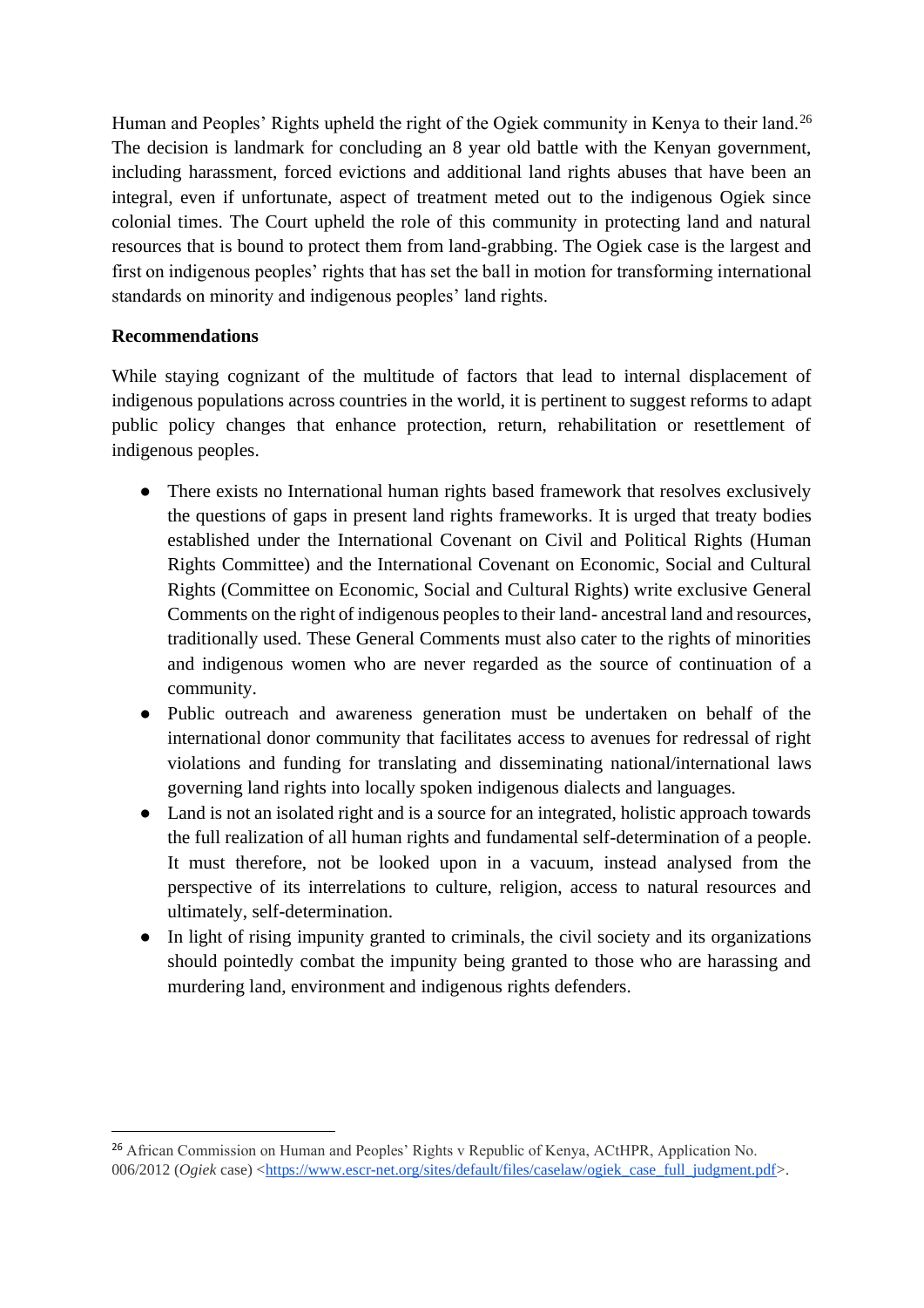Human and Peoples' Rights upheld the right of the Ogiek community in Kenya to their land.[26] The decision is landmark for concluding an 8 year old battle with the Kenyan government, including harassment, forced evictions and additional land rights abuses that have been an integral, even if unfortunate, aspect of treatment meted out to the indigenous Ogiek since colonial times. The Court upheld the role of this community in protecting land and natural resources that is bound to protect them from land-grabbing. The Ogiek case is the largest and first on indigenous peoples' rights that has set the ball in motion for transforming international standards on minority and indigenous peoples' land rights.

**Recommendations**

While staying cognizant of the multitude of factors that lead to internal displacement of indigenous populations across countries in the world, it is pertinent to suggest reforms to adapt public policy changes that enhance protection, return, rehabilitation or resettlement of indigenous peoples.

- There exists no International human rights based framework that resolves exclusively the questions of gaps in present land rights frameworks. It is urged that treaty bodies established under the International Covenant on Civil and Political Rights (Human Rights Committee) and the International Covenant on Economic, Social and Cultural Rights (Committee on Economic, Social and Cultural Rights) write exclusive General Comments on the right of indigenous peoples to their land- ancestral land and resources, traditionally used. These General Comments must also cater to the rights of minorities and indigenous women who are never regarded as the source of continuation of a community.
- Public outreach and awareness generation must be undertaken on behalf of the international donor community that facilitates access to avenues for redressal of right violations and funding for translating and disseminating national/international laws governing land rights into locally spoken indigenous dialects and languages.
- Land is not an isolated right and is a source for an integrated, holistic approach towards the full realization of all human rights and fundamental self-determination of a people. It must therefore, not be looked upon in a vacuum, instead analysed from the perspective of its interrelations to culture, religion, access to natural resources and ultimately, self-determination.
- In light of rising impunity granted to criminals, the civil society and its organizations should pointedly combat the impunity being granted to those who are harassing and murdering land, environment and indigenous rights defenders.

---

[26] African Commission on Human and Peoples' Rights v Republic of Kenya, ACtHPR, Application No. 006/2012 (*Ogiek* case) <https://www.escr-net.org/sites/default/files/caselaw/ogiek_case_full_judgment.pdf>.